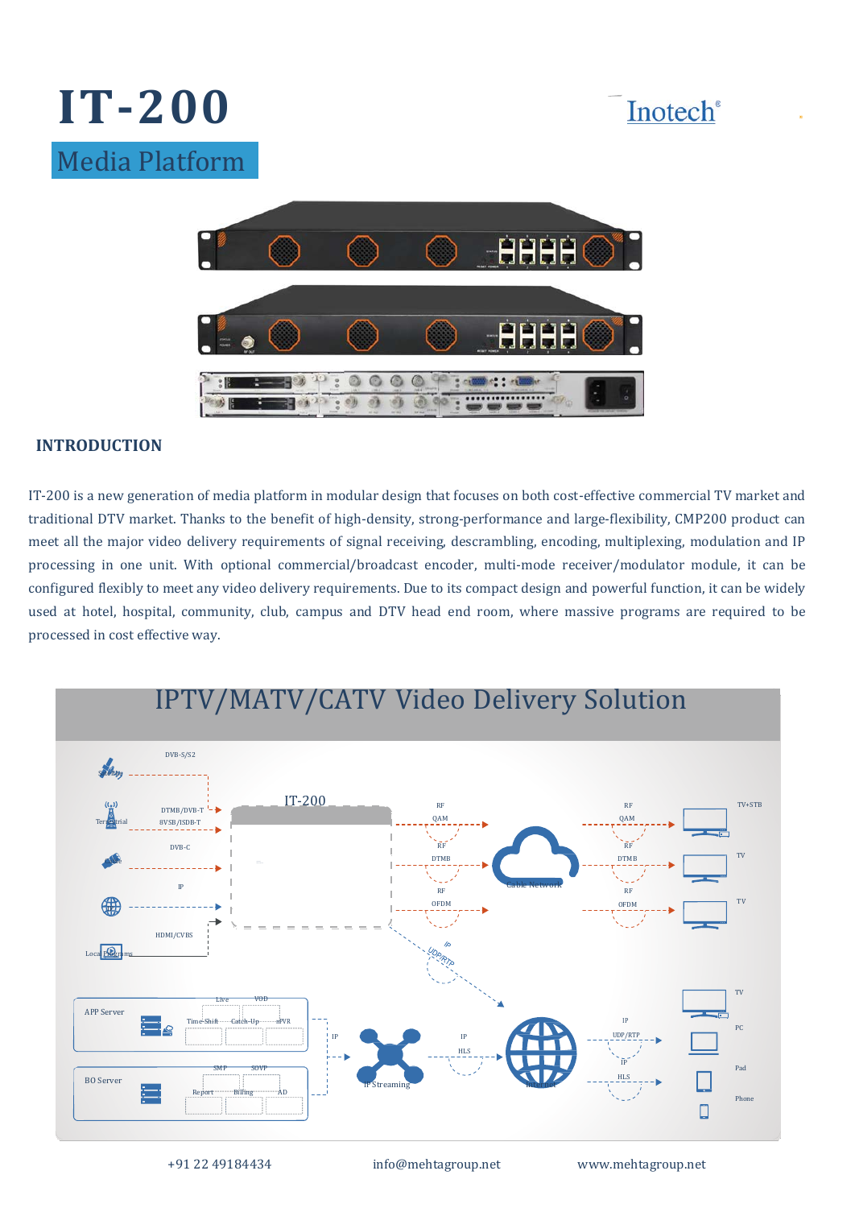# IT-200

## Media Platform

Inotech®

## INTRODUCTION

IT-200 is a new generation of media platform in modular design that focuses on both cost-effective commercial TV market and traditional DTV market. Thanks to the benefit of high-density, strong-performance and large-flexibility, CMP200 product can meet all the major video delivery requirements of signal receiving, descrambling, encoding, multiplexing, modulation and IP processing in one unit. With optional commercial/broadcast encoder, multi-mode receiver/modulator module, it can be configured flexibly to meet any video delivery requirements. Due to its compact design and powerful function, it can be widely used at hotel, hospital, community, club, campus and DTV head end room, where massive programs are required to be processed in cost effective way.

## IPTV/MATV/CATV Video Delivery Solution

+91 22 49184434 info@mehtagroup.net www.mehtagroup.net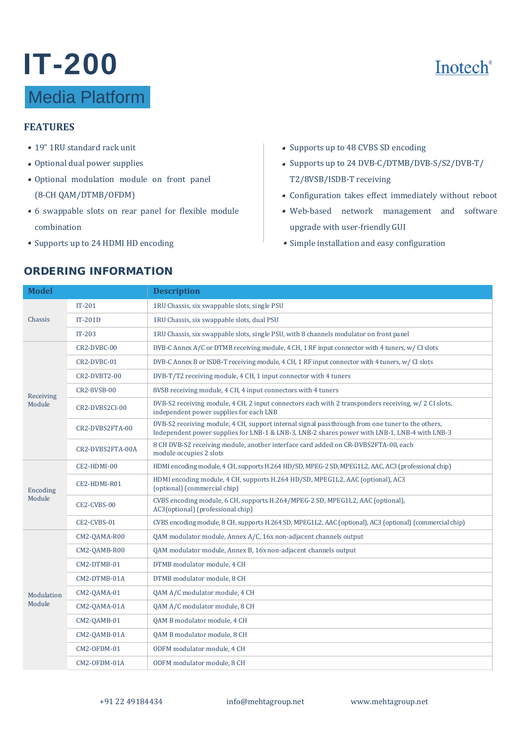# IT-200

Inotech®

## Media Platform

### FEATURES

- 19" 1RU standard rack unit
- Optional dual power supplies
- Optional modulation module on front panel (8-CH QAM/DTMB/OFDM)
- 6 swappable slots on rear panel for flexible module combination
- Supports up to 24 HDMI HD encoding
- Supports up to 48 CVBS SD encoding
- Supports up to 24 DVB-C/DTMB/DVB-S/S2/DVB-T/T2/8VSB/ISDB-T receiving
- Configuration takes effect immediately without reboot
- Web-based network management and software upgrade with user-friendly GUI
- Simple installation and easy configuration

## ORDERING INFORMATION

| Model | | Description |
|---|---|---|
| Chassis | IT-201 | 1RU Chassis, six swappable slots, single PSU |
| | IT-201D | 1RU Chassis, six swappable slots, dual PSU |
| | IT-203 | 1RU Chassis, six swappable slots, single PSU, with 8 channels modulator on front panel |
| Receiving Module | CR2-DVBC-00 | DVB-C Annex A/C or DTMB receiving module, 4 CH, 1 RF input connector with 4 tuners, w/ CI slots |
| | CR2-DVBC-01 | DVB-C Annex B or ISDB-T receiving module, 4 CH, 1 RF input connector with 4 tuners, w/ CI slots |
| | CR2-DVBT2-00 | DVB-T/T2 receiving module, 4 CH, 1 input connector with 4 tuners |
| | CR2-8VSB-00 | 8VSB receiving module, 4 CH, 4 input connectors with 4 tuners |
| | CR2-DVBS2CI-00 | DVB-S2 receiving module, 4 CH, 2 input connectors each with 2 transponders receiving, w/ 2 CI slots, independent power supplies for each LNB |
| | CR2-DVBS2FTA-00 | DVB-S2 receiving module, 4 CH, support internal signal passthrough from one tuner to the others, Independent power supplies for LNB-1 & LNB-3, LNB-2 shares power with LNB-1, LNB-4 with LNB-3 |
| | CR2-DVBS2FTA-00A | 8 CH DVB-S2 receiving module, another interface card added on CR-DVBS2FTA-00, each module occupies 2 slots |
| Encoding Module | CE2-HDMI-00 | HDMI encoding module, 4 CH, supports H.264 HD/SD, MPEG-2 SD, MPEG1L2, AAC, AC3 (professional chip) |
| | CE2-HDMI-R01 | HDMI encoding module, 4 CH, supports H.264 HD/SD, MPEG1L2, AAC (optional), AC3 (optional) (commercial chip) |
| | CE2-CVBS-00 | CVBS encoding module, 6 CH, supports H.264/MPEG-2 SD, MPEG1L2, AAC (optional), AC3(optional) (professional chip) |
| | CE2-CVBS-01 | CVBS encoding module, 8 CH, supports H.264 SD, MPEG1L2, AAC (optional), AC3 (optional) (commercial chip) |
| Modulation Module | CM2-QAMA-R00 | QAM modulator module, Annex A/C, 16x non-adjacent channels output |
| | CM2-QAMB-R00 | QAM modulator module, Annex B, 16x non-adjacent channels output |
| | CM2-DTMB-01 | DTMB modulator module, 4 CH |
| | CM2-DTMB-01A | DTMB modulator module, 8 CH |
| | CM2-QAMA-01 | QAM A/C modulator module, 4 CH |
| | CM2-QAMA-01A | QAM A/C modulator module, 8 CH |
| | CM2-QAMB-01 | QAM B modulator module, 4 CH |
| | CM2-QAMB-01A | QAM B modulator module, 8 CH |
| | CM2-OFDM-01 | ODFM modulator module, 4 CH |
| | CM2-OFDM-01A | ODFM modulator module, 8 CH |

+91 22 49184434 info@mehtagroup.net www.mehtagroup.net